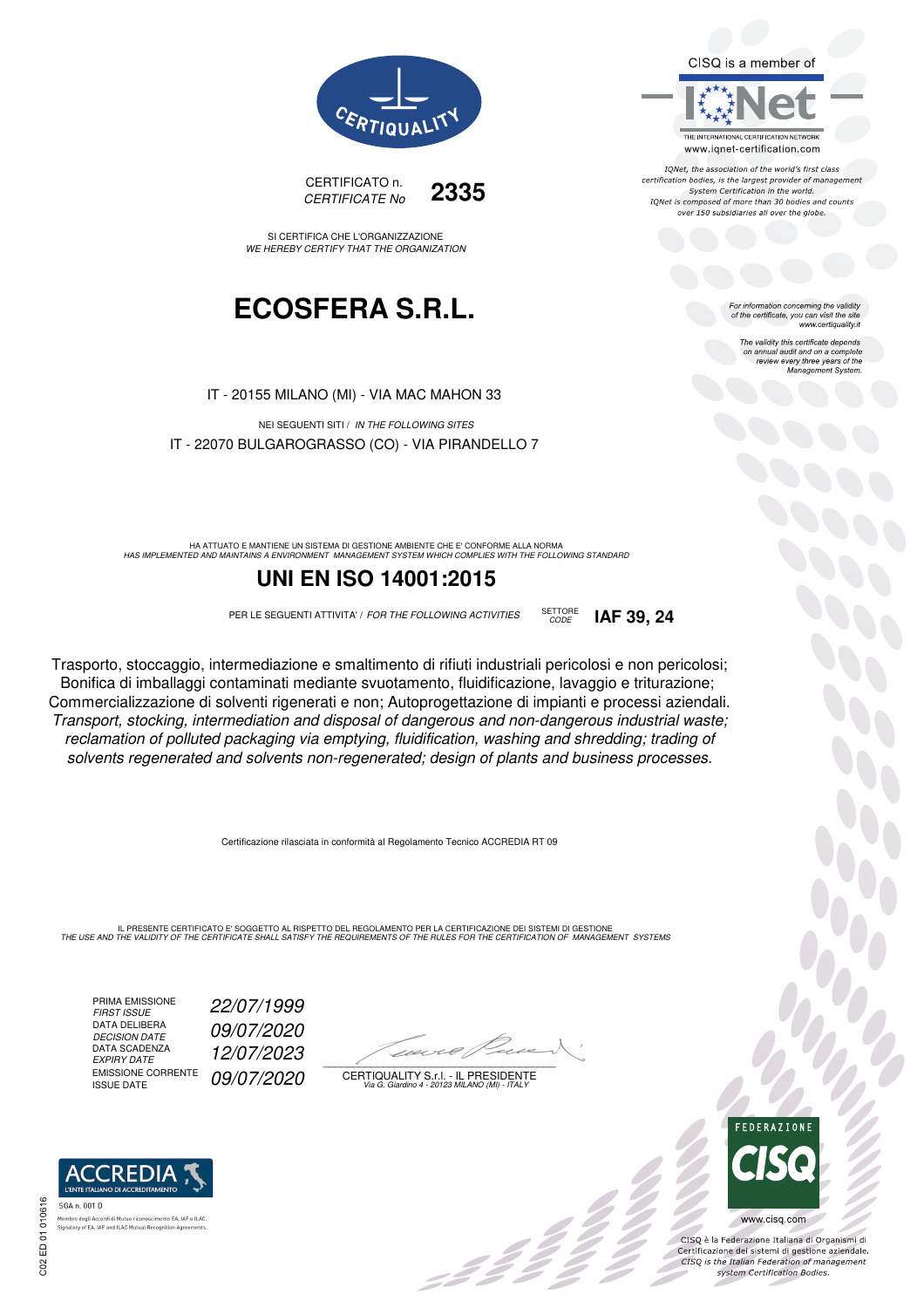CERTIQUALITY

CISQ is a member of

IQNet

THE INTERNATIONAL CERTIFICATION NETWORK
www.iqnet-certification.com

*IQNet, the association of the world's first class certification bodies, is the largest provider of management System Certification in the world. IQNet is composed of more than 30 bodies and counts over 150 subsidiaries all over the globe.*

CERTIFICATO n.
*CERTIFICATE No* **2335**

SI CERTIFICA CHE L'ORGANIZZAZIONE
*WE HEREBY CERTIFY THAT THE ORGANIZATION*

# ECOSFERA S.R.L.

*For information concerning the validity of the certificate, you can visit the site www.certiquality.it*

*The validity this certificate depends on annual audit and on a complete review every three years of the Management System.*

IT - 20155 MILANO (MI) - VIA MAC MAHON 33

NEI SEGUENTI SITI / *IN THE FOLLOWING SITES*

IT - 22070 BULGAROGRASSO (CO) - VIA PIRANDELLO 7

HA ATTUATO E MANTIENE UN SISTEMA DI GESTIONE AMBIENTE CHE E' CONFORME ALLA NORMA
*HAS IMPLEMENTED AND MAINTAINS A ENVIRONMENT MANAGEMENT SYSTEM WHICH COMPLIES WITH THE FOLLOWING STANDARD*

## UNI EN ISO 14001:2015

PER LE SEGUENTI ATTIVITA' / *FOR THE FOLLOWING ACTIVITIES* SETTORE *CODE* **IAF 39, 24**

Trasporto, stoccaggio, intermediazione e smaltimento di rifiuti industriali pericolosi e non pericolosi; Bonifica di imballaggi contaminati mediante svuotamento, fluidificazione, lavaggio e triturazione; Commercializzazione di solventi rigenerati e non; Autoprogettazione di impianti e processi aziendali.
*Transport, stocking, intermediation and disposal of dangerous and non-dangerous industrial waste; reclamation of polluted packaging via emptying, fluidification, washing and shredding; trading of solvents regenerated and solvents non-regenerated; design of plants and business processes.*

Certificazione rilasciata in conformità al Regolamento Tecnico ACCREDIA RT 09

IL PRESENTE CERTIFICATO E' SOGGETTO AL RISPETTO DEL REGOLAMENTO PER LA CERTIFICAZIONE DEI SISTEMI DI GESTIONE
*THE USE AND THE VALIDITY OF THE CERTIFICATE SHALL SATISFY THE REQUIREMENTS OF THE RULES FOR THE CERTIFICATION OF MANAGEMENT SYSTEMS*

| | |
|---|---|
| PRIMA EMISSIONE *FIRST ISSUE* | *22/07/1999* |
| DATA DELIBERA *DECISION DATE* | *09/07/2020* |
| DATA SCADENZA *EXPIRY DATE* | *12/07/2023* |
| EMISSIONE CORRENTE *ISSUE DATE* | *09/07/2020* |

CERTIQUALITY S.r.l. - IL PRESIDENTE
*Via G. Giardino 4 - 20123 MILANO (MI) - ITALY*

ACCREDIA
L'ENTE ITALIANO DI ACCREDITAMENTO
SGA n. 001 D
Membro degli Accordi di Mutuo riconoscimento EA, IAF e ILAC.
Signatory of EA, IAF and ILAC Mutual Recognition Agreements.

C02 ED 01 010616

FEDERAZIONE CISQ
www.cisq.com

*CISQ è la Federazione Italiana di Organismi di Certificazione dei sistemi di gestione aziendale. CISQ is the Italian Federation of management system Certification Bodies.*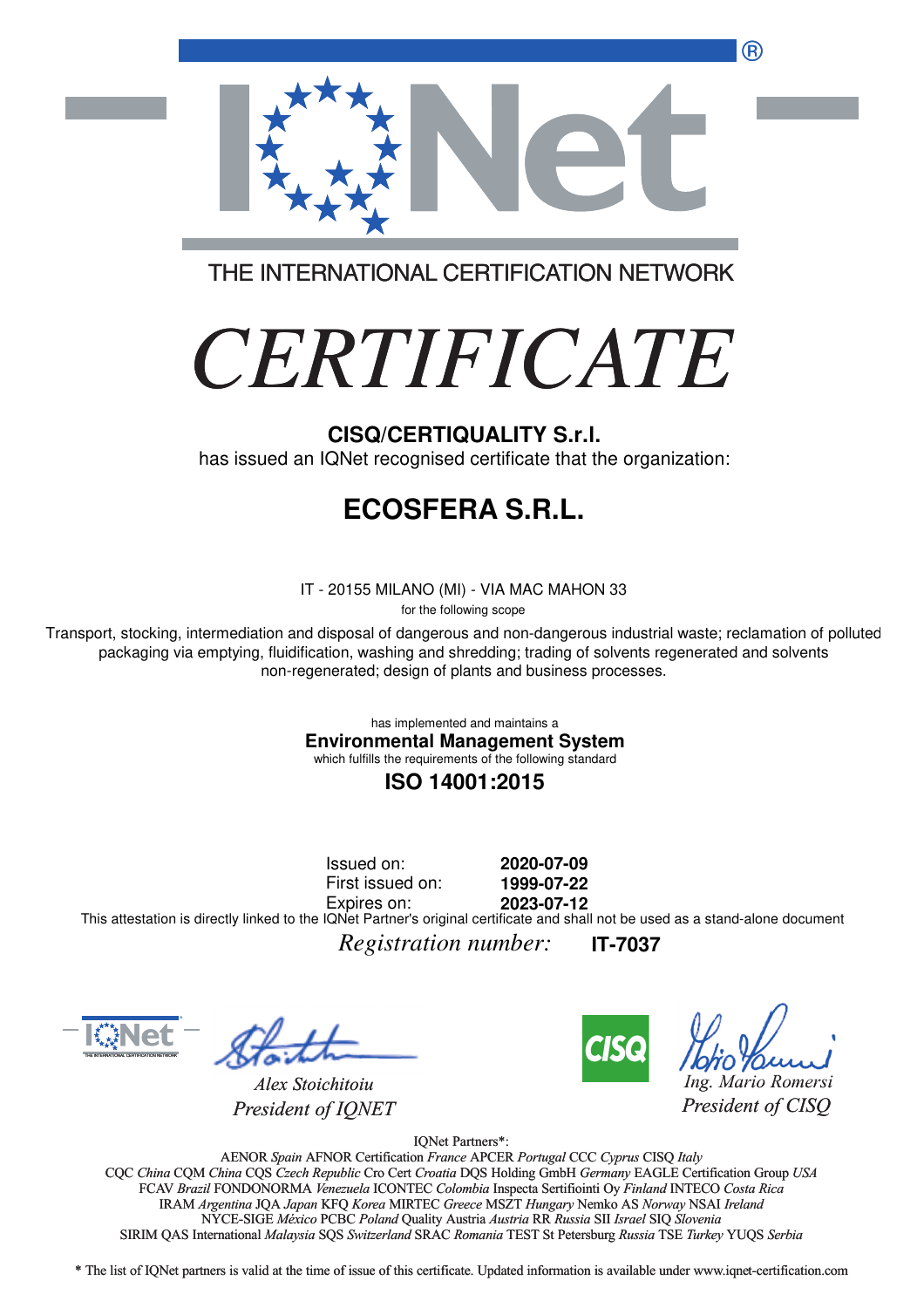THE INTERNATIONAL CERTIFICATION NETWORK

# CERTIFICATE

**CISQ/CERTIQUALITY S.r.l.**

has issued an IQNet recognised certificate that the organization:

## ECOSFERA S.R.L.

IT - 20155 MILANO (MI) - VIA MAC MAHON 33

for the following scope

Transport, stocking, intermediation and disposal of dangerous and non-dangerous industrial waste; reclamation of polluted packaging via emptying, fluidification, washing and shredding; trading of solvents regenerated and solvents non-regenerated; design of plants and business processes.

has implemented and maintains a

**Environmental Management System**

which fulfills the requirements of the following standard

**ISO 14001:2015**

Issued on: **2020-07-09**
First issued on: **1999-07-22**
Expires on: **2023-07-12**

This attestation is directly linked to the IQNet Partner's original certificate and shall not be used as a stand-alone document

*Registration number:* **IT-7037**

*Alex Stoichitoiu*
*President of IQNET*

*Ing. Mario Romersi*
*President of CISQ*

IQNet Partners*:

AENOR *Spain* AFNOR Certification *France* APCER *Portugal* CCC *Cyprus* CISQ *Italy*
CQC *China* CQM *China* CQS *Czech Republic* Cro Cert *Croatia* DQS Holding GmbH *Germany* EAGLE Certification Group *USA*
FCAV *Brazil* FONDONORMA *Venezuela* ICONTEC *Colombia* Inspecta Sertifiointi Oy *Finland* INTECO *Costa Rica*
IRAM *Argentina* JQA *Japan* KFQ *Korea* MIRTEC *Greece* MSZT *Hungary* Nemko AS *Norway* NSAI *Ireland*
NYCE-SIGE *México* PCBC *Poland* Quality Austria *Austria* RR *Russia* SII *Israel* SIQ *Slovenia*
SIRIM QAS International *Malaysia* SQS *Switzerland* SRAC *Romania* TEST St Petersburg *Russia* TSE *Turkey* YUQS *Serbia*

\* The list of IQNet partners is valid at the time of issue of this certificate. Updated information is available under www.iqnet-certification.com